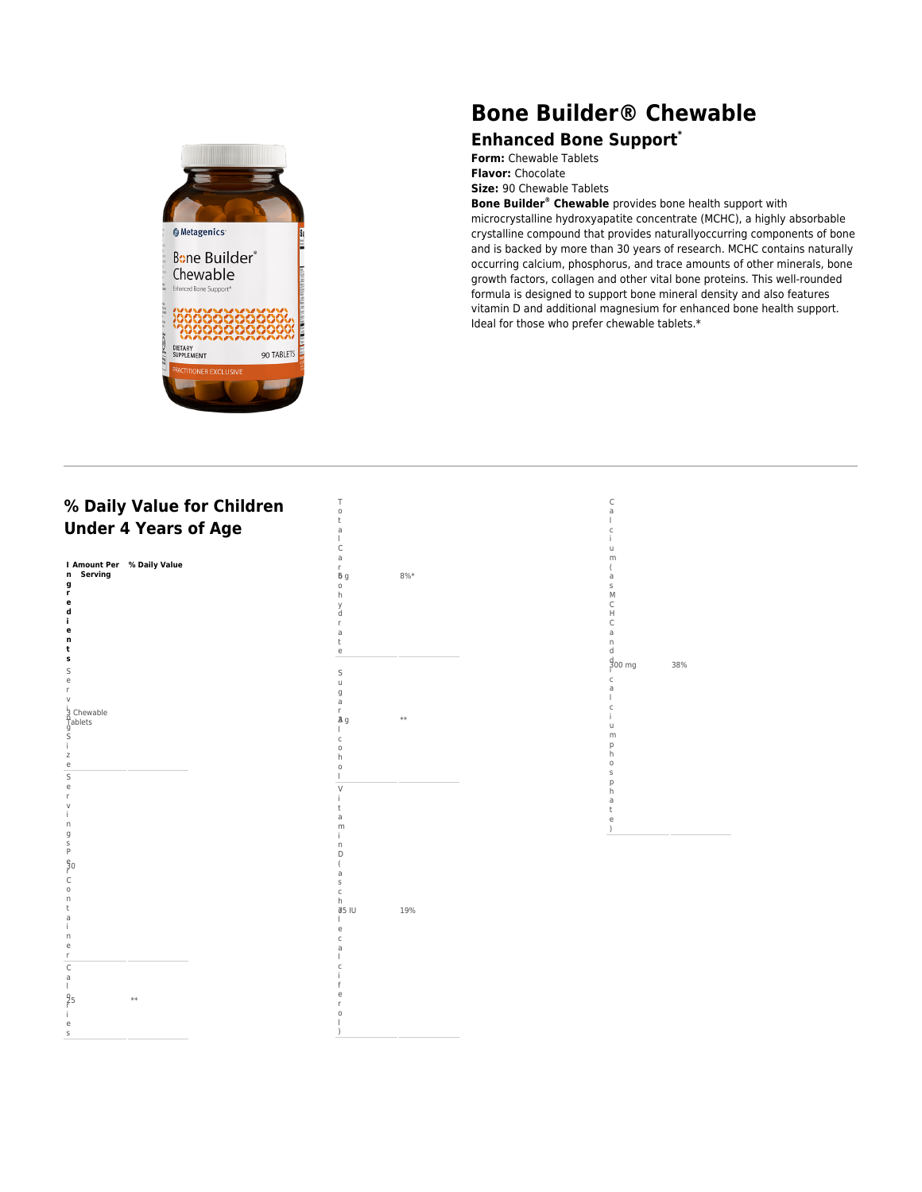# Bone Builder® Chewable

## Enhanced Bone Support*

**Form:** Chewable Tablets
**Flavor:** Chocolate
**Size:** 90 Chewable Tablets
**Bone Builder® Chewable** provides bone health support with microcrystalline hydroxyapatite concentrate (MCHC), a highly absorbable crystalline compound that provides naturallyoccurring components of bone and is backed by more than 30 years of research. MCHC contains naturally occurring calcium, phosphorus, and trace amounts of other minerals, bone growth factors, collagen and other vital bone proteins. This well-rounded formula is designed to support bone mineral density and also features vitamin D and additional magnesium for enhanced bone health support. Ideal for those who prefer chewable tablets.*

## % Daily Value for Children Under 4 Years of Age

| Ingredients | Amount Per Serving | % Daily Value |
|---|---|---|
| Serving Size | 3 Chewable Tablets | |
| Servings Per Container | 30 | |
| Calories | 25 | ** |
| Total Carbohydrate | 5 g | 8%* |
| Sugar Alcohol | 4 g | ** |
| Vitamin D (as cholecalciferol) | 75 IU | 19% |
| Calcium (as MCHC and dicalcium phosphate) | 300 mg | 38% |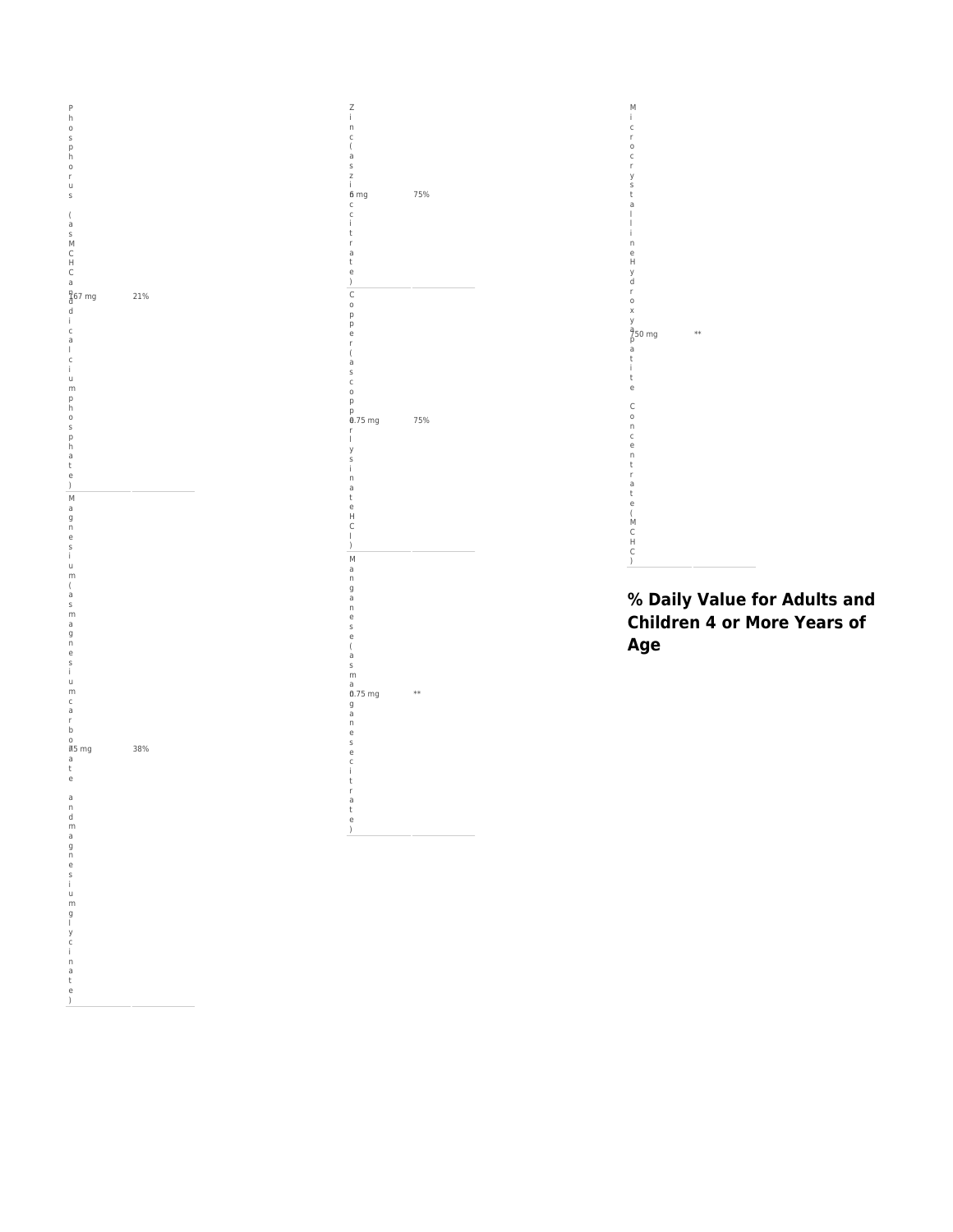| | | |
|---|---|---|
| Phosphorus (as MCHC and dicalcium phosphate) | 167 mg | 21% |
| Magnesium (as magnesium carbonate and magnesium glycinate) | 75 mg | 38% |
| Zinc (as zinc citrate) | 6 mg | 75% |
| Copper (as copper lysinate HCl) | 0.75 mg | 75% |
| Manganese (as manganese citrate) | 0.75 mg | ** |
| Microcrystalline Hydroxyapatite Concentrate (MCHC) | 750 mg | ** |

## % Daily Value for Adults and Children 4 or More Years of Age